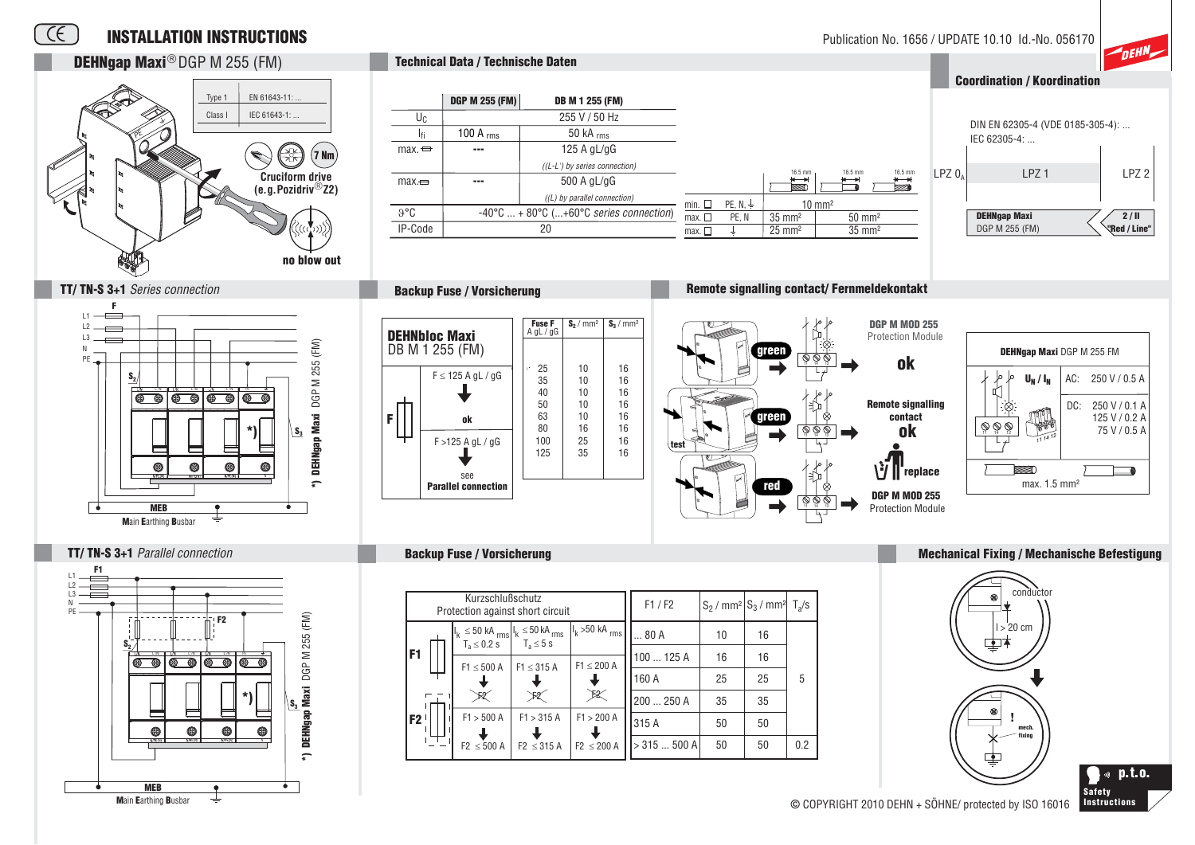# INSTALLATION INSTRUCTIONS

Publication No. 1656 / UPDATE 10.10 Id.-No. 056170

## DEHNgap Maxi® DGP M 255 (FM)

| Type 1 | EN 61643-11: ... |
|---|---|
| Class I | IEC 61643-1: ... |

7 Nm

Cruciform drive (e.g. Pozidriv® Z2)

no blow out

## Technical Data / Technische Daten

| | DGP M 255 (FM) | DB M 1 255 (FM) |
|---|---|---|
| $U_C$ | 255 V / 50 Hz | |
| $I_{fi}$ | 100 A rms | 50 kA rms |
| max. | --- | 125 A gL/gG ((L-L') by series connection) |
| max. | --- | 500 A gL/gG ((L) by parallel connection) |
| ϑ°C | -40°C ... + 80°C (...+60°C series connection) | |
| IP-Code | 20 | |

| | | 16.5 mm | 16.5 mm | 16.5 mm |
|---|---|---|---|---|
| min. | PE, N, ⏚ | 10 mm² | | |
| max. | PE, N | 35 mm² | 50 mm² | |
| max. | ⏚ | 25 mm² | 35 mm² | |

## Coordination / Koordination

DIN EN 62305-4 (VDE 0185-305-4): ...
IEC 62305-4: ...

| LPZ $0_A$ | LPZ 1 | LPZ 2 |
|---|---|---|

**DEHNgap Maxi** DGP M 255 (FM) — **2 / II "Red / Line"**

## TT/ TN-S 3+1 *Series connection*

L1, L2, L3, N, PE, F, $S_2$, $S_3$, *)

**MEB** — **M**ain **E**arthing **B**usbar

*) **DEHNgap Maxi** DGP M 255 (FM)

## Backup Fuse / Vorsicherung

**DEHNbloc Maxi**
DB M 1 255 (FM)

F

F ≤ 125 A gL / gG → **ok**

F >125 A gL / gG → see **Parallel connection**

| Fuse F A gL / gG | $S_2$ / mm² | $S_3$ / mm² |
|---|---|---|
| .. 25 | 10 | 16 |
| 35 | 10 | 16 |
| 40 | 10 | 16 |
| 50 | 10 | 16 |
| 63 | 10 | 16 |
| 80 | 16 | 16 |
| 100 | 25 | 16 |
| 125 | 35 | 16 |

## Remote signalling contact/ Fernmeldekontakt

green → **DGP M MOD 255** Protection Module **ok**

test — green → **Remote signalling contact ok**

red → **replace** **DGP M MOD 255** Protection Module

**DEHNgap Maxi** DGP M 255 FM

| $U_N$ / $I_N$ | AC: | 250 V / 0.5 A |
|---|---|---|
| | DC: | 250 V / 0.1 A<br>125 V / 0.2 A<br>75 V / 0.5 A |

11 14 12

max. 1.5 mm²

## TT/ TN-S 3+1 *Parallel connection*

L1, L2, L3, N, PE, F1, F2, $S_2$, $S_3$, *)

**MEB** — **M**ain **E**arthing **B**usbar

*) **DEHNgap Maxi** DGP M 255 (FM)

## Backup Fuse / Vorsicherung

| | Kurzschlußschutz<br>Protection against short circuit | | |
|---|---|---|---|
| | $I_k$ ≤ 50 kA rms<br>$T_a$ ≤ 0.2 s | $I_k$ ≤ 50 kA rms<br>$T_a$ ≤ 5 s | $I_k$ >50 kA rms |
| **F1** | F1 ≤ 500 A → ~~F2~~ | F1 ≤ 315 A → ~~F2~~ | F1 ≤ 200 A → ~~F2~~ |
| **F2** | F1 > 500 A → F2 ≤ 500 A | F1 > 315 A → F2 ≤ 315 A | F1 > 200 A → F2 ≤ 200 A |

| F1 / F2 | $S_2$ / mm² | $S_3$ / mm² | $T_a$/s |
|---|---|---|---|
| ... 80 A | 10 | 16 | 5 |
| 100 ... 125 A | 16 | 16 | 5 |
| 160 A | 25 | 25 | 5 |
| 200 ... 250 A | 35 | 35 | 5 |
| 315 A | 50 | 50 | 5 |
| > 315 ... 500 A | 50 | 50 | 0.2 |

## Mechanical Fixing / Mechanische Befestigung

conductor

l > 20 cm

! mech. fixing

**p.t.o.**

**Safety Instructions**

© COPYRIGHT 2010 DEHN + SÖHNE/ protected by ISO 16016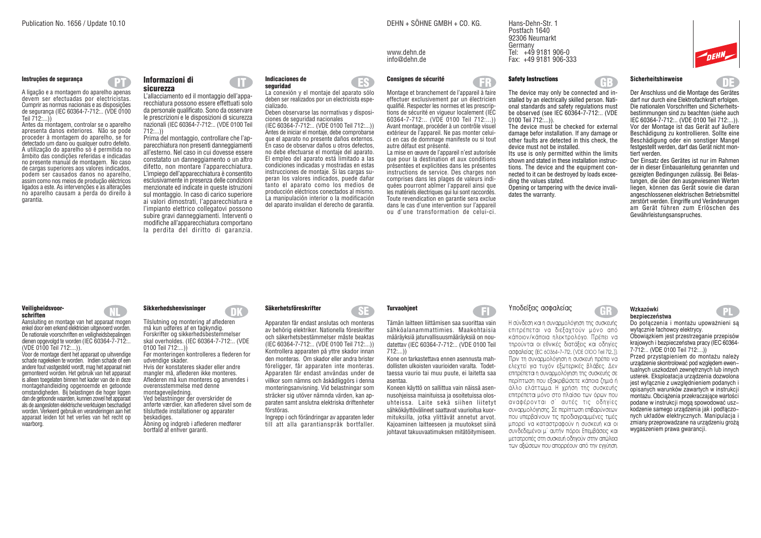Publication No. 1656 / Update 10.10

DEHN + SÖHNE GMBH + CO. KG.

Hans-Dehn-Str. 1
Postfach 1640
92306 Neumarkt
Germany
Tel: +49 9181 906-0
Fax: +49 9181 906-333

www.dehn.de
info@dehn.de

### Instruções de segurança

PT

A ligação e a montagem do aparelho apenas devem ser efectuadas por electricistas. Cumprir as normas nacionais e as disposições de segurança (IEC 60364-7-712:.. (VDE 0100 Teil 712:...))

Antes da montagem, controlar se o aparelho apresenta danos exteriores. Não se pode proceder à montagem do aparelho, se for detectado um dano ou qualquer outro defeito. A utilização do aparelho só é permitida no âmbito das condições referidas e indicadas no presente manual de montagem. No caso de cargas superiores aos valores indicados, podem ser causados danos no aparelho, assim como nos meios de produção eléctricos ligados a este. As intervenções e as alterações no aparelho causam a perda do direito à garantia.

### Informazioni di sicurezza

IT

L'allacciamento ed il montaggio dell'apparecchiatura possono essere effettuati solo da personale qualificato. Sono da osservare le prescrizioni e le disposizioni di sicurezza nazionali (IEC 60364-7-712:.. (VDE 0100 Teil 712:...))

Prima del montaggio, controllare che l'apparecchiatura non presenti danneggiamenti all'esterno. Nel caso in cui dovesse essere constatato un danneggiamento o un altro difetto, non montare l'apparecchiatura. L'impiego dell'apparecchiatura è consentito esclusivamente in presenza delle condizioni menzionate ed indicate in queste istruzioni sul montaggio. In caso di carico superiore ai valori dimostrati, l'apparecchiatura e l'impianto elettrico collegatovi possono subire gravi danneggiamenti. Interventi o modifiche all'apparecchiatura comportano la perdita del diritto di garanzia.

### Indicaciones de seguridad

ES

La conexión y el montaje del aparato sólo deben ser realizados por un electricista especializado.

Deben observarse las normativas y disposiciones de seguridad nacionales (IEC 60364-7-712:.. (VDE 0100 Teil 712:...))

Antes de iniciar el montaje, debe comprobarse que el aparato no presente daños externos. En caso de observar daños u otros defectos, no debe efectuarse el montaje del aparato. El empleo del aparato está limitado a las condiciones indicadas y mostradas en estas instrucciones de montaje. Si las cargas superan los valores indicados, puede dañar tanto el aparato como los medios de producción eléctricos conectados al mismo. La manipulación interior o la modificación del aparato invalidan el derecho de garantía.

### Consignes de sécurité

FR

Montage et branchement de l'appareil à faire effectuer exclusivement par un électricien qualifié. Respecter les normes et les prescriptions de sécurité en vigueur localement (IEC 60364-7-712:.. (VDE 0100 Teil 712:...))

Avant montage, procéder à un contrôle visuel extérieur de l'appareil. Ne pas monter celui-ci en cas de dommage manifeste ou si tout autre défaut est présenté.

La mise en œuvre de l'appareil n'est autorisée que pour la destination et aux conditions présentées et explicitées dans les présentes instructions de service. Des charges non comprises dans les plages de valeurs indiquées pourront abîmer l'appareil ainsi que les matériels électriques qui lui sont raccordés. Toute revendication en garantie sera exclue dans le cas d'une intervention sur l'appareil ou d'une transformation de celui-ci.

### Safety Instructions

GB

The device may only be connected and installed by an electrically skilled person. National standards and safety regulations must be observed (see IEC 60364-7-712:.. (VDE 0100 Teil 712:...)).

The device must be checked for external damage before installation. If any damage or other faults are detected in this check, the device must not be installed.

Its use is only permitted within the limits shown and stated in these installation instructions. The device and the equipment connected to it can be destroyed by loads exceeding the values stated.

Opening or tampering with the device invalidates the warranty.

### Sicherheitshinweise

DE

Der Anschluss und die Montage des Gerätes darf nur durch eine Elektrofachkraft erfolgen. Die nationalen Vorschriften und Sicherheitsbestimmungen sind zu beachten (siehe auch IEC 60364-7-712:.. (VDE 0100 Teil 712:...)).

Vor der Montage ist das Gerät auf äußere Beschädigung zu kontrollieren. Sollte eine Beschädigung oder ein sonstiger Mangel festgestellt werden, darf das Gerät nicht montiert werden.

Der Einsatz des Gerätes ist nur im Rahmen der in dieser Einbauanleitung genannten und gezeigten Bedingungen zulässig. Bei Belastungen, die über den ausgewiesenen Werten liegen, können das Gerät sowie die daran angeschlossenen elektrischen Betriebsmittel zerstört werden. Eingriffe und Veränderungen am Gerät führen zum Erlöschen des Gewährleistungsanspruches.

### Veiligheidsvoorschriften

NL

Aansluiting en montage van het apparaat mogen enkel door een erkend elektricien uitgevoerd worden. De nationale voorschriften en veiligheidsbepalingen dienen opgevolgd te worden (IEC 60364-7-712:.. (VDE 0100 Teil 712:...)).

Voor de montage dient het apparaat op uitwendige schade nagekeken te worden. Indien schade of een andere fout vastgesteld wordt, mag het apparaat niet gemonteerd worden. Het gebruik van het apparaat is alleen toegelaten binnen het kader van de in deze montagehandleiding opgenoemde en getoonde omstandigheden. Bij belastingen die hoger liggen dan de getoonde waarden, kunnen zowel het apparaat als de aangesloten elektrische werktuigen beschadigd worden. Verkeerd gebruik en veranderingen aan het apparaat leiden tot het verlies van het recht op waarborg.

### Sikkerhedshenvisninger

DK

Tilslutning og montering af aflederen må kun udføres af en fagkyndig.

Forskrifter og sikkerhedsbestemmelser skal overholdes. (IEC 60364-7-712:.. (VDE 0100 Teil 712:...))

Før monteringen kontrolleres a flederen for udvendige skader.

Hvis der konstateres skader eller andre mangler må, aflederen ikke monteres.

Aflederen må kun monteres og anvendes i overensstemmelse med denne montagevejledning.

Ved belastninger der overskrider de anførte værdier, kan aflederen såvel som de tilsluttede installationer og apparater beskadiges.

Åbning og indgreb i aflederen medfører bortfald af enhver garanti.

### Säkerhetsföreskrifter

SE

Apparaten får endast anslutas och monteras av behörig elektriker. Nationella föreskrifter och säkerhetsbestämmelser måste beaktas (IEC 60364-7-712:.. (VDE 0100 Teil 712:...)).

Kontrollera apparaten på yttre skador innan den monteras. Om skador eller andra brister föreligger, får apparaten inte monteras. Apparaten får endast användas under de villkor som nämns och åskådliggörs i denna monteringsanvisning. Vid belastningar som sträcker sig utöver nämnda värden, kan apparaten samt anslutna elektriska driftenheter förstöras.

Ingrepp i och förändringar av apparaten leder till att alla garantianspråk bortfaller.

### Turvaohjeet

FI

Tämän laitteen liittämisen saa suorittaa vain sähköalanammattimies. Maakohtaisia määräyksiä jaturvallisuusmääräyksiä on noudatettav (IEC 60364-7-712:.. (VDE 0100 Teil 712:...))

Kone on tarkastettava ennen asennusta mahdollisten ulkoisten vaurioiden varalta. Todettaessa vaurio tai muu puute, ei laitetta saa asentaa.

Koneen käyttö on sallittua vain näissä asennusohjeissa mainituissa ja osoitetuissa olosuhteissa. Laite sekä siihen liitetyt sähkökäyttövälineet saattavat vaurioitua kuormituksilla, jotka ylittävät annetut arvot. Kajoaminen laitteeseen ja muutokset siinä johtavat takuuvaatimuksen mitätöitymiseen.

### Υποδείξεις ασφαλείας

GR

Η σύνδεση και η συναρμολόγηση της συσκευής επιτρέπεται να διεξαχτούν μόνο από κάποιον/κάποια ηλεκτρολόγο. Πρέπει να τηρούνται οι εθνικές διατάξεις και οδηγίες ασφαλείας (IEC 60364-7-712:.. (VDE 0100 Teil 712:...)).

Πριν τη συναρμολόγηση η συσκευή πρέπει να ελεχτεί για τυχόν εξωτερικές βλάβες. Δεν επιτρέπεται η συναρμολόγηση της συσκευής σε περίπτωση που εξακριβώσετε κάποια ζημιά ή άλλο ελάττωμα. Η χρήση της συσκευής επιτρέπεται μόνο στο πλαίσιο των όρων που αναφέρονται σ΄ αυτές τις οδηγίες συναρμολόγησης. Σε περίπτωση επιβαρύνσεων που υπερβαίνουν τις προδιαγραμμένες τιμές μπορεί να καταστραφούν η συσκευή και οι συνδεδεμένοι μ΄ αυτήν πόροι. Επεμβάσεις και μετατροπές στη συσκευή οδηγούν στην απώλεια των αξιώσεων που απορρέουν από την εγγύηση.

### Wskazówki bezpieczeństwa

PL

Do połączenia i montażu upoważnieni są wyłącznie fachowcy elektrycy.

Obowiązkiem jest przestrzeganie przepisów krajowych i bezpieczeństwa pracy (IEC 60364-7-712:.. (VDE 0100 Teil 712:...))

Przed przystąpieniem do montażu należy urządzenie skontrolować pod względem ewentualnych uszkodzeń zewnętrznych lub innych usterek. Eksploatacja urządzenia dozwolona jest wyłącznie z uwzględnieniem podanych i opisanych warunków zawartych w instrukcji montażu. Obciążenia przekraczające wartości podane w instrukcji mogą spowodować uszkodzenie samego urządzenia jak i podłączonych układów elektrycznych. Manipulacja i zmiany przeprowadzane na urządzeniu grożą wygaszeniem prawa gwarancji.